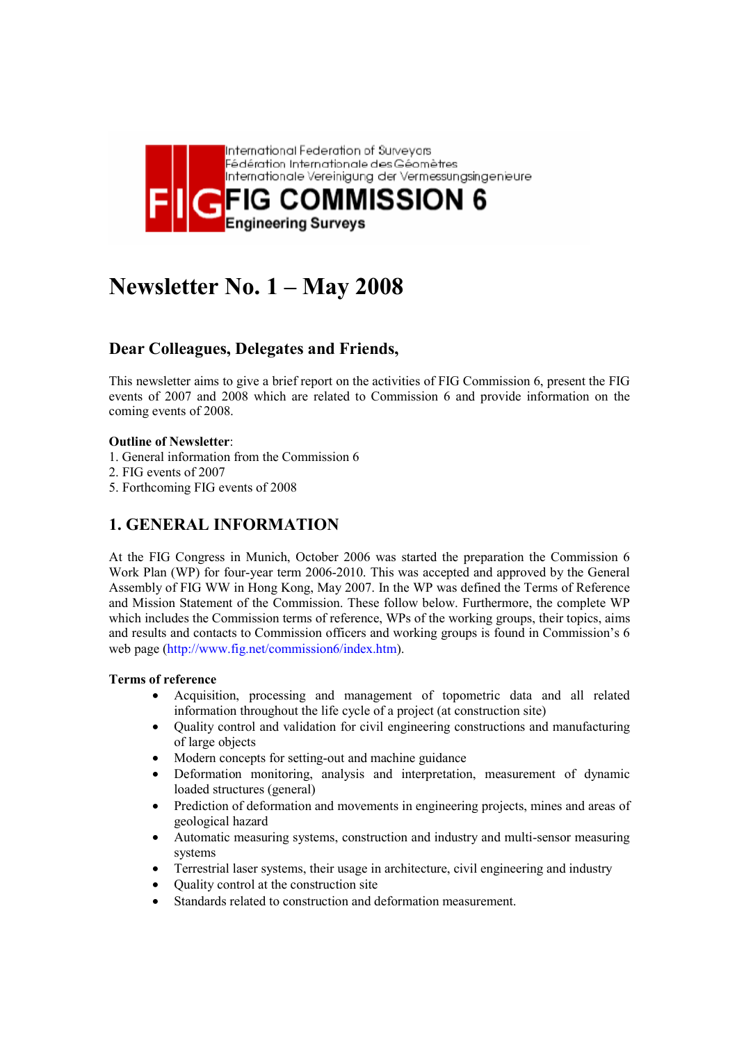International Federation of Surveyors
Fédération Internationale des Géomètres
Internationale Vereinigung der Vermessungsingenieure

**FIG COMMISSION 6**
**Engineering Surveys**

# Newsletter No. 1 – May 2008

## Dear Colleagues, Delegates and Friends,

This newsletter aims to give a brief report on the activities of FIG Commission 6, present the FIG events of 2007 and 2008 which are related to Commission 6 and provide information on the coming events of 2008.

**Outline of Newsletter**:
1. General information from the Commission 6
2. FIG events of 2007
5. Forthcoming FIG events of 2008

## 1. GENERAL INFORMATION

At the FIG Congress in Munich, October 2006 was started the preparation the Commission 6 Work Plan (WP) for four-year term 2006-2010. This was accepted and approved by the General Assembly of FIG WW in Hong Kong, May 2007. In the WP was defined the Terms of Reference and Mission Statement of the Commission. These follow below. Furthermore, the complete WP which includes the Commission terms of reference, WPs of the working groups, their topics, aims and results and contacts to Commission officers and working groups is found in Commission's 6 web page (http://www.fig.net/commission6/index.htm).

**Terms of reference**

- Acquisition, processing and management of topometric data and all related information throughout the life cycle of a project (at construction site)
- Quality control and validation for civil engineering constructions and manufacturing of large objects
- Modern concepts for setting-out and machine guidance
- Deformation monitoring, analysis and interpretation, measurement of dynamic loaded structures (general)
- Prediction of deformation and movements in engineering projects, mines and areas of geological hazard
- Automatic measuring systems, construction and industry and multi-sensor measuring systems
- Terrestrial laser systems, their usage in architecture, civil engineering and industry
- Quality control at the construction site
- Standards related to construction and deformation measurement.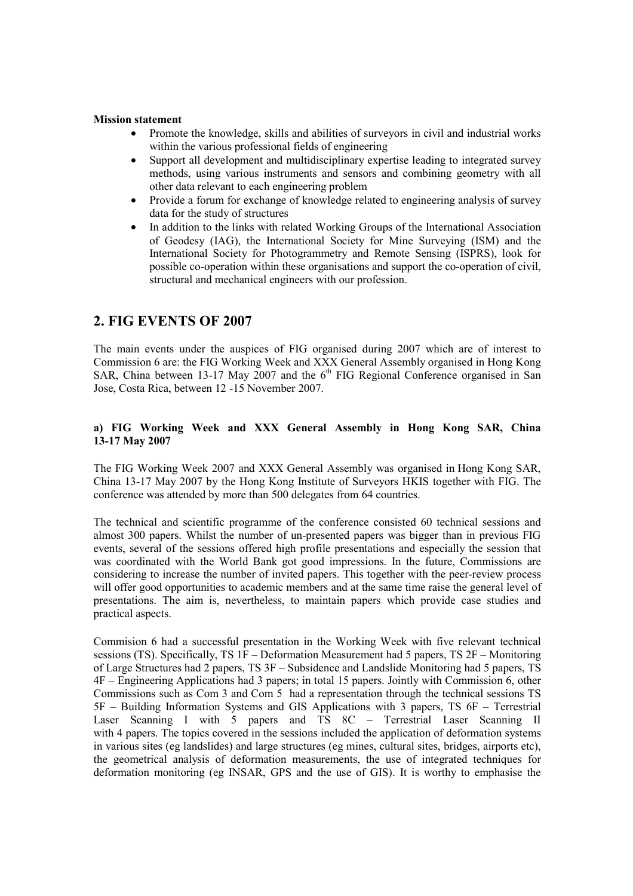**Mission statement**

- Promote the knowledge, skills and abilities of surveyors in civil and industrial works within the various professional fields of engineering
- Support all development and multidisciplinary expertise leading to integrated survey methods, using various instruments and sensors and combining geometry with all other data relevant to each engineering problem
- Provide a forum for exchange of knowledge related to engineering analysis of survey data for the study of structures
- In addition to the links with related Working Groups of the International Association of Geodesy (IAG), the International Society for Mine Surveying (ISM) and the International Society for Photogrammetry and Remote Sensing (ISPRS), look for possible co-operation within these organisations and support the co-operation of civil, structural and mechanical engineers with our profession.

## 2. FIG EVENTS OF 2007

The main events under the auspices of FIG organised during 2007 which are of interest to Commission 6 are: the FIG Working Week and XXX General Assembly organised in Hong Kong SAR, China between 13-17 May 2007 and the 6th FIG Regional Conference organised in San Jose, Costa Rica, between 12 -15 November 2007.

### a) FIG Working Week and XXX General Assembly in Hong Kong SAR, China 13-17 May 2007

The FIG Working Week 2007 and XXX General Assembly was organised in Hong Kong SAR, China 13-17 May 2007 by the Hong Kong Institute of Surveyors HKIS together with FIG. The conference was attended by more than 500 delegates from 64 countries.

The technical and scientific programme of the conference consisted 60 technical sessions and almost 300 papers. Whilst the number of un-presented papers was bigger than in previous FIG events, several of the sessions offered high profile presentations and especially the session that was coordinated with the World Bank got good impressions. In the future, Commissions are considering to increase the number of invited papers. This together with the peer-review process will offer good opportunities to academic members and at the same time raise the general level of presentations. The aim is, nevertheless, to maintain papers which provide case studies and practical aspects.

Commision 6 had a successful presentation in the Working Week with five relevant technical sessions (TS). Specifically, TS 1F – Deformation Measurement had 5 papers, TS 2F – Monitoring of Large Structures had 2 papers, TS 3F – Subsidence and Landslide Monitoring had 5 papers, TS 4F – Engineering Applications had 3 papers; in total 15 papers. Jointly with Commission 6, other Commissions such as Com 3 and Com 5 had a representation through the technical sessions TS 5F – Building Information Systems and GIS Applications with 3 papers, TS 6F – Terrestrial Laser Scanning I with 5 papers and TS 8C – Terrestrial Laser Scanning II with 4 papers. The topics covered in the sessions included the application of deformation systems in various sites (eg landslides) and large structures (eg mines, cultural sites, bridges, airports etc), the geometrical analysis of deformation measurements, the use of integrated techniques for deformation monitoring (eg INSAR, GPS and the use of GIS). It is worthy to emphasise the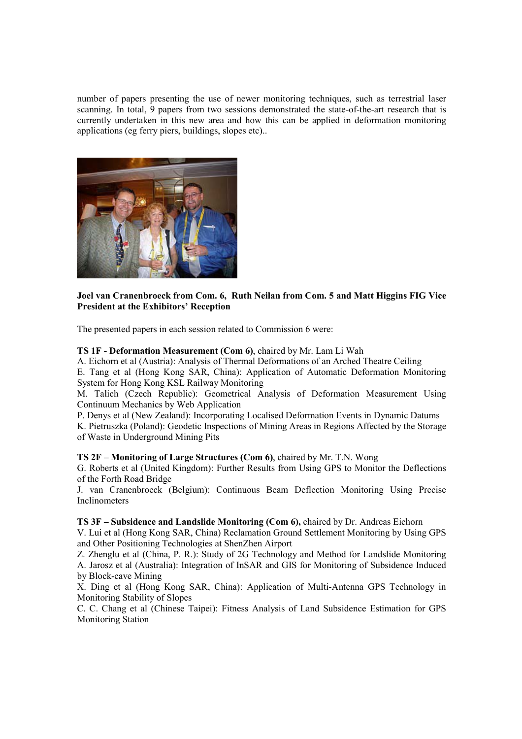number of papers presenting the use of newer monitoring techniques, such as terrestrial laser scanning. In total, 9 papers from two sessions demonstrated the state-of-the-art research that is currently undertaken in this new area and how this can be applied in deformation monitoring applications (eg ferry piers, buildings, slopes etc)..

**Joel van Cranenbroeck from Com. 6, Ruth Neilan from Com. 5 and Matt Higgins FIG Vice President at the Exhibitors' Reception**

The presented papers in each session related to Commission 6 were:

**TS 1F - Deformation Measurement (Com 6)**, chaired by Mr. Lam Li Wah

A. Eichorn et al (Austria): Analysis of Thermal Deformations of an Arched Theatre Ceiling

E. Tang et al (Hong Kong SAR, China): Application of Automatic Deformation Monitoring System for Hong Kong KSL Railway Monitoring

M. Talich (Czech Republic): Geometrical Analysis of Deformation Measurement Using Continuum Mechanics by Web Application

P. Denys et al (New Zealand): Incorporating Localised Deformation Events in Dynamic Datums

K. Pietruszka (Poland): Geodetic Inspections of Mining Areas in Regions Affected by the Storage of Waste in Underground Mining Pits

**TS 2F – Monitoring of Large Structures (Com 6)**, chaired by Mr. T.N. Wong

G. Roberts et al (United Kingdom): Further Results from Using GPS to Monitor the Deflections of the Forth Road Bridge

J. van Cranenbroeck (Belgium): Continuous Beam Deflection Monitoring Using Precise Inclinometers

**TS 3F – Subsidence and Landslide Monitoring (Com 6),** chaired by Dr. Andreas Eichorn

V. Lui et al (Hong Kong SAR, China) Reclamation Ground Settlement Monitoring by Using GPS and Other Positioning Technologies at ShenZhen Airport

Z. Zhenglu et al (China, P. R.): Study of 2G Technology and Method for Landslide Monitoring

A. Jarosz et al (Australia): Integration of InSAR and GIS for Monitoring of Subsidence Induced by Block-cave Mining

X. Ding et al (Hong Kong SAR, China): Application of Multi-Antenna GPS Technology in Monitoring Stability of Slopes

C. C. Chang et al (Chinese Taipei): Fitness Analysis of Land Subsidence Estimation for GPS Monitoring Station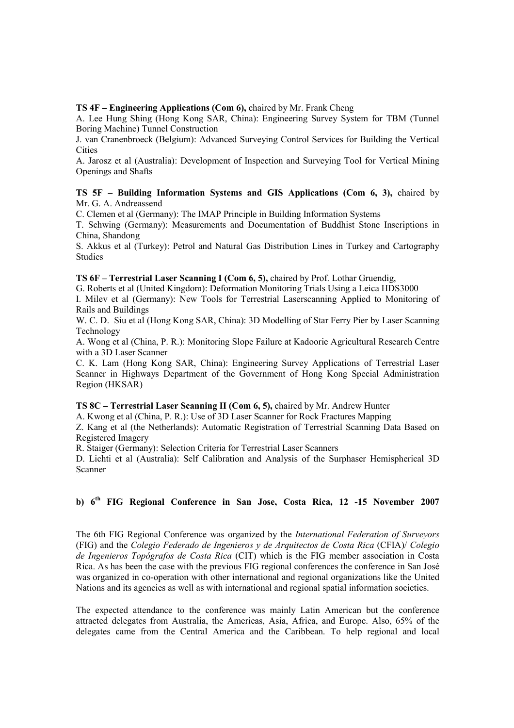**TS 4F – Engineering Applications (Com 6),** chaired by Mr. Frank Cheng

A. Lee Hung Shing (Hong Kong SAR, China): Engineering Survey System for TBM (Tunnel Boring Machine) Tunnel Construction

J. van Cranenbroeck (Belgium): Advanced Surveying Control Services for Building the Vertical Cities

A. Jarosz et al (Australia): Development of Inspection and Surveying Tool for Vertical Mining Openings and Shafts

**TS 5F – Building Information Systems and GIS Applications (Com 6, 3),** chaired by Mr. G. A. Andreassend

C. Clemen et al (Germany): The IMAP Principle in Building Information Systems

T. Schwing (Germany): Measurements and Documentation of Buddhist Stone Inscriptions in China, Shandong

S. Akkus et al (Turkey): Petrol and Natural Gas Distribution Lines in Turkey and Cartography Studies

**TS 6F – Terrestrial Laser Scanning I (Com 6, 5),** chaired by Prof. Lothar Gruendig,

G. Roberts et al (United Kingdom): Deformation Monitoring Trials Using a Leica HDS3000

I. Milev et al (Germany): New Tools for Terrestrial Laserscanning Applied to Monitoring of Rails and Buildings

W. C. D. Siu et al (Hong Kong SAR, China): 3D Modelling of Star Ferry Pier by Laser Scanning Technology

A. Wong et al (China, P. R.): Monitoring Slope Failure at Kadoorie Agricultural Research Centre with a 3D Laser Scanner

C. K. Lam (Hong Kong SAR, China): Engineering Survey Applications of Terrestrial Laser Scanner in Highways Department of the Government of Hong Kong Special Administration Region (HKSAR)

**TS 8C – Terrestrial Laser Scanning II (Com 6, 5),** chaired by Mr. Andrew Hunter

A. Kwong et al (China, P. R.): Use of 3D Laser Scanner for Rock Fractures Mapping

Z. Kang et al (the Netherlands): Automatic Registration of Terrestrial Scanning Data Based on Registered Imagery

R. Staiger (Germany): Selection Criteria for Terrestrial Laser Scanners

D. Lichti et al (Australia): Self Calibration and Analysis of the Surphaser Hemispherical 3D Scanner

## b) 6th FIG Regional Conference in San Jose, Costa Rica, 12 -15 November 2007

The 6th FIG Regional Conference was organized by the *International Federation of Surveyors* (FIG) and the *Colegio Federado de Ingenieros y de Arquitectos de Costa Rica* (CFIA)/ *Colegio de Ingenieros Topógrafos de Costa Rica* (CIT) which is the FIG member association in Costa Rica. As has been the case with the previous FIG regional conferences the conference in San José was organized in co-operation with other international and regional organizations like the United Nations and its agencies as well as with international and regional spatial information societies.

The expected attendance to the conference was mainly Latin American but the conference attracted delegates from Australia, the Americas, Asia, Africa, and Europe. Also, 65% of the delegates came from the Central America and the Caribbean. To help regional and local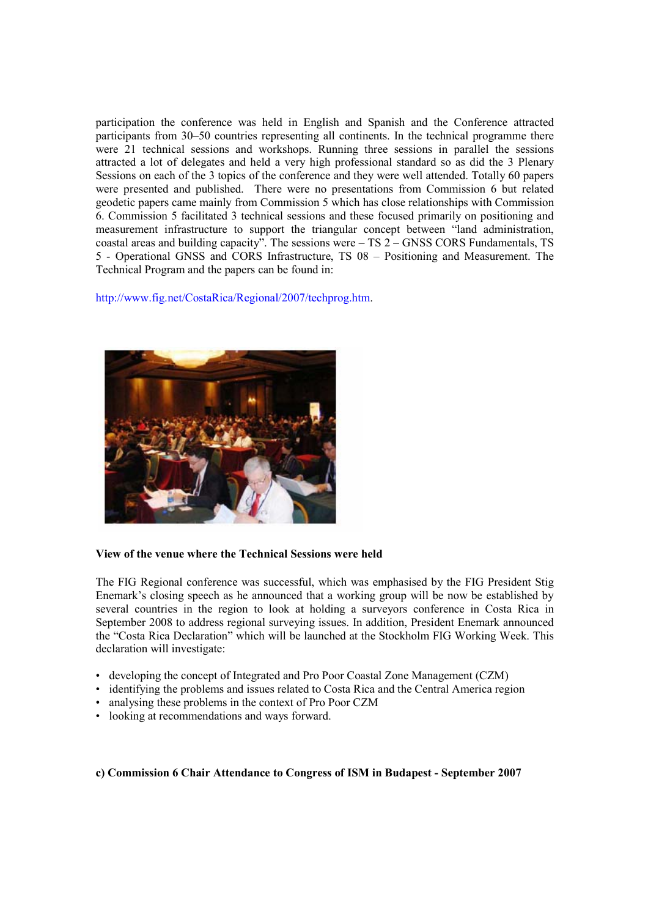participation the conference was held in English and Spanish and the Conference attracted participants from 30–50 countries representing all continents. In the technical programme there were 21 technical sessions and workshops. Running three sessions in parallel the sessions attracted a lot of delegates and held a very high professional standard so as did the 3 Plenary Sessions on each of the 3 topics of the conference and they were well attended. Totally 60 papers were presented and published. There were no presentations from Commission 6 but related geodetic papers came mainly from Commission 5 which has close relationships with Commission 6. Commission 5 facilitated 3 technical sessions and these focused primarily on positioning and measurement infrastructure to support the triangular concept between "land administration, coastal areas and building capacity". The sessions were – TS 2 – GNSS CORS Fundamentals, TS 5 - Operational GNSS and CORS Infrastructure, TS 08 – Positioning and Measurement. The Technical Program and the papers can be found in:

http://www.fig.net/CostaRica/Regional/2007/techprog.htm.

**View of the venue where the Technical Sessions were held**

The FIG Regional conference was successful, which was emphasised by the FIG President Stig Enemark's closing speech as he announced that a working group will be now be established by several countries in the region to look at holding a surveyors conference in Costa Rica in September 2008 to address regional surveying issues. In addition, President Enemark announced the "Costa Rica Declaration" which will be launched at the Stockholm FIG Working Week. This declaration will investigate:

- developing the concept of Integrated and Pro Poor Coastal Zone Management (CZM)
- identifying the problems and issues related to Costa Rica and the Central America region
- analysing these problems in the context of Pro Poor CZM
- looking at recommendations and ways forward.

**c) Commission 6 Chair Attendance to Congress of ISM in Budapest - September 2007**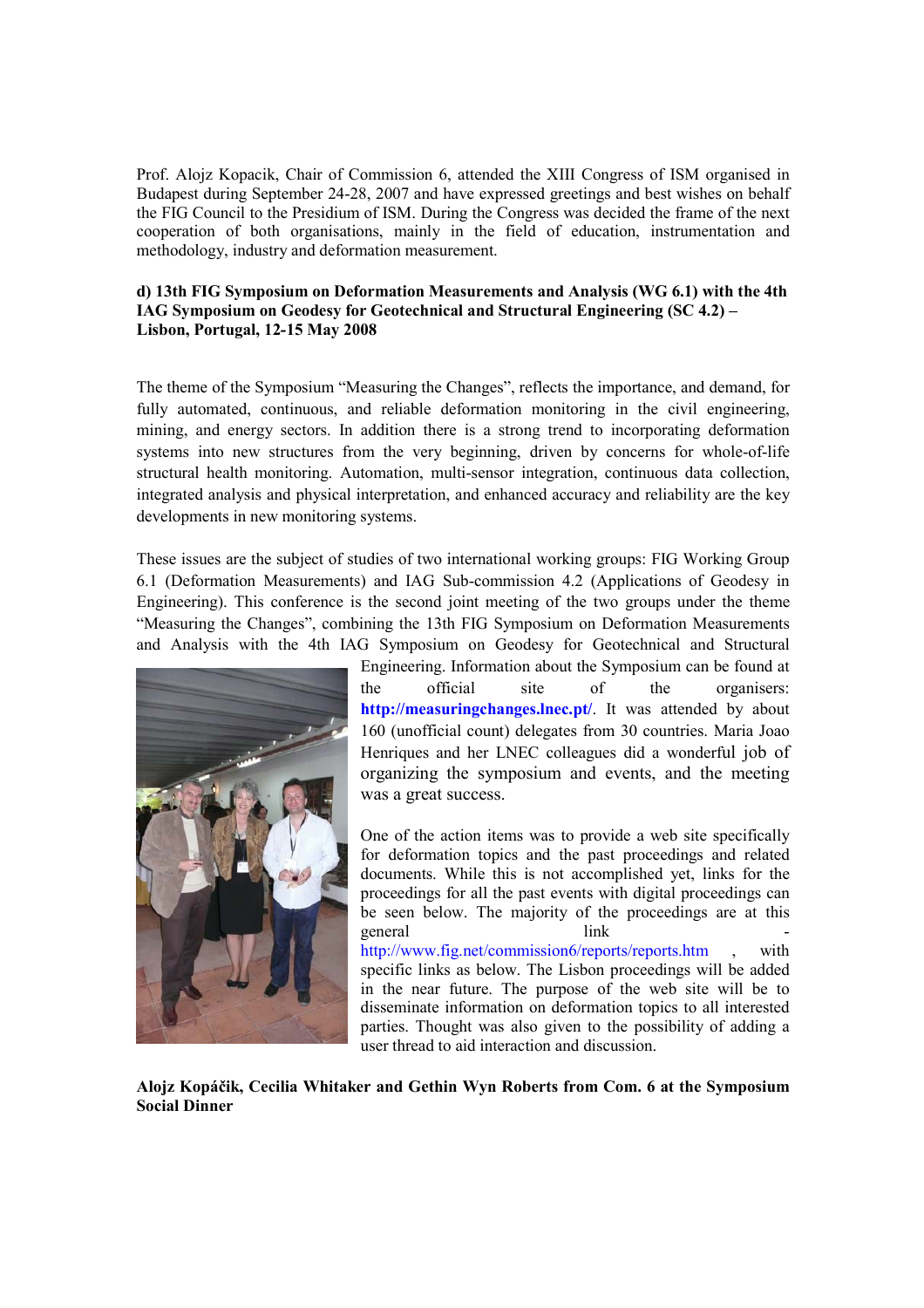Prof. Alojz Kopacik, Chair of Commission 6, attended the XIII Congress of ISM organised in Budapest during September 24-28, 2007 and have expressed greetings and best wishes on behalf the FIG Council to the Presidium of ISM. During the Congress was decided the frame of the next cooperation of both organisations, mainly in the field of education, instrumentation and methodology, industry and deformation measurement.

**d) 13th FIG Symposium on Deformation Measurements and Analysis (WG 6.1) with the 4th IAG Symposium on Geodesy for Geotechnical and Structural Engineering (SC 4.2) – Lisbon, Portugal, 12-15 May 2008**

The theme of the Symposium "Measuring the Changes", reflects the importance, and demand, for fully automated, continuous, and reliable deformation monitoring in the civil engineering, mining, and energy sectors. In addition there is a strong trend to incorporating deformation systems into new structures from the very beginning, driven by concerns for whole-of-life structural health monitoring. Automation, multi-sensor integration, continuous data collection, integrated analysis and physical interpretation, and enhanced accuracy and reliability are the key developments in new monitoring systems.

These issues are the subject of studies of two international working groups: FIG Working Group 6.1 (Deformation Measurements) and IAG Sub-commission 4.2 (Applications of Geodesy in Engineering). This conference is the second joint meeting of the two groups under the theme "Measuring the Changes", combining the 13th FIG Symposium on Deformation Measurements and Analysis with the 4th IAG Symposium on Geodesy for Geotechnical and Structural Engineering. Information about the Symposium can be found at the official site of the organisers: **http://measuringchanges.lnec.pt/**. It was attended by about 160 (unofficial count) delegates from 30 countries. Maria Joao Henriques and her LNEC colleagues did a wonderful job of organizing the symposium and events, and the meeting was a great success.

One of the action items was to provide a web site specifically for deformation topics and the past proceedings and related documents. While this is not accomplished yet, links for the proceedings for all the past events with digital proceedings can be seen below. The majority of the proceedings are at this general link - http://www.fig.net/commission6/reports/reports.htm , with specific links as below. The Lisbon proceedings will be added in the near future. The purpose of the web site will be to disseminate information on deformation topics to all interested parties. Thought was also given to the possibility of adding a user thread to aid interaction and discussion.

**Alojz Kopáčik, Cecilia Whitaker and Gethin Wyn Roberts from Com. 6 at the Symposium Social Dinner**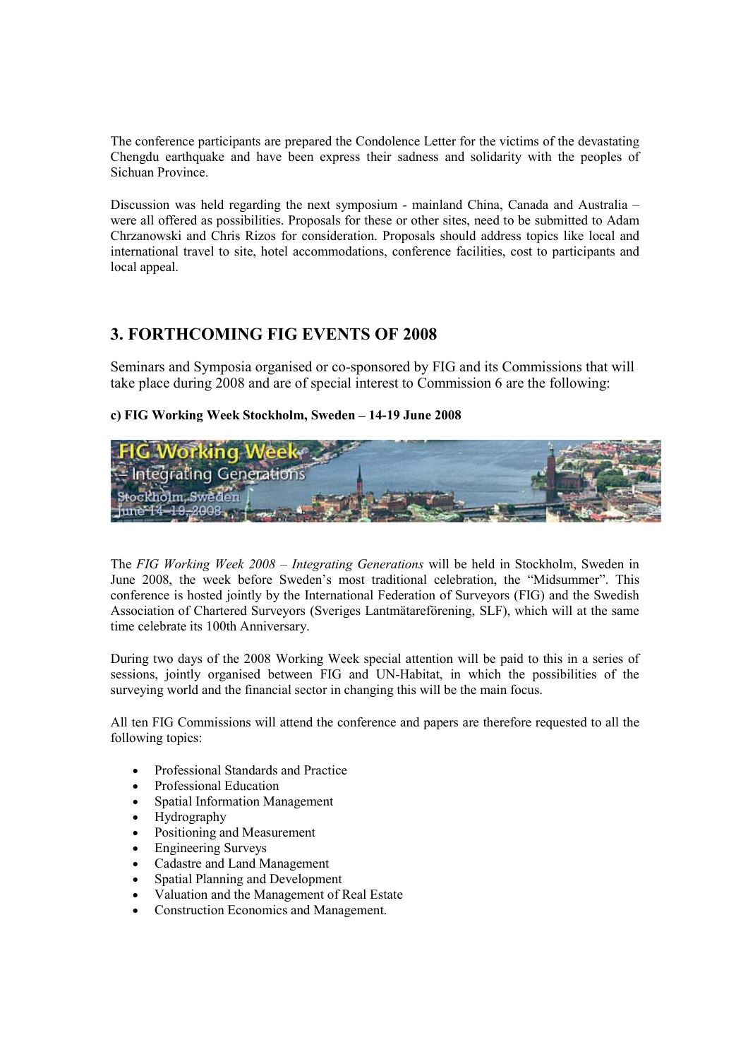The conference participants are prepared the Condolence Letter for the victims of the devastating Chengdu earthquake and have been express their sadness and solidarity with the peoples of Sichuan Province.

Discussion was held regarding the next symposium - mainland China, Canada and Australia – were all offered as possibilities. Proposals for these or other sites, need to be submitted to Adam Chrzanowski and Chris Rizos for consideration. Proposals should address topics like local and international travel to site, hotel accommodations, conference facilities, cost to participants and local appeal.

## 3. FORTHCOMING FIG EVENTS OF 2008

Seminars and Symposia organised or co-sponsored by FIG and its Commissions that will take place during 2008 and are of special interest to Commission 6 are the following:

**c) FIG Working Week Stockholm, Sweden – 14-19 June 2008**

The *FIG Working Week 2008 – Integrating Generations* will be held in Stockholm, Sweden in June 2008, the week before Sweden's most traditional celebration, the "Midsummer". This conference is hosted jointly by the International Federation of Surveyors (FIG) and the Swedish Association of Chartered Surveyors (Sveriges Lantmätareförening, SLF), which will at the same time celebrate its 100th Anniversary.

During two days of the 2008 Working Week special attention will be paid to this in a series of sessions, jointly organised between FIG and UN-Habitat, in which the possibilities of the surveying world and the financial sector in changing this will be the main focus.

All ten FIG Commissions will attend the conference and papers are therefore requested to all the following topics:

- Professional Standards and Practice
- Professional Education
- Spatial Information Management
- Hydrography
- Positioning and Measurement
- Engineering Surveys
- Cadastre and Land Management
- Spatial Planning and Development
- Valuation and the Management of Real Estate
- Construction Economics and Management.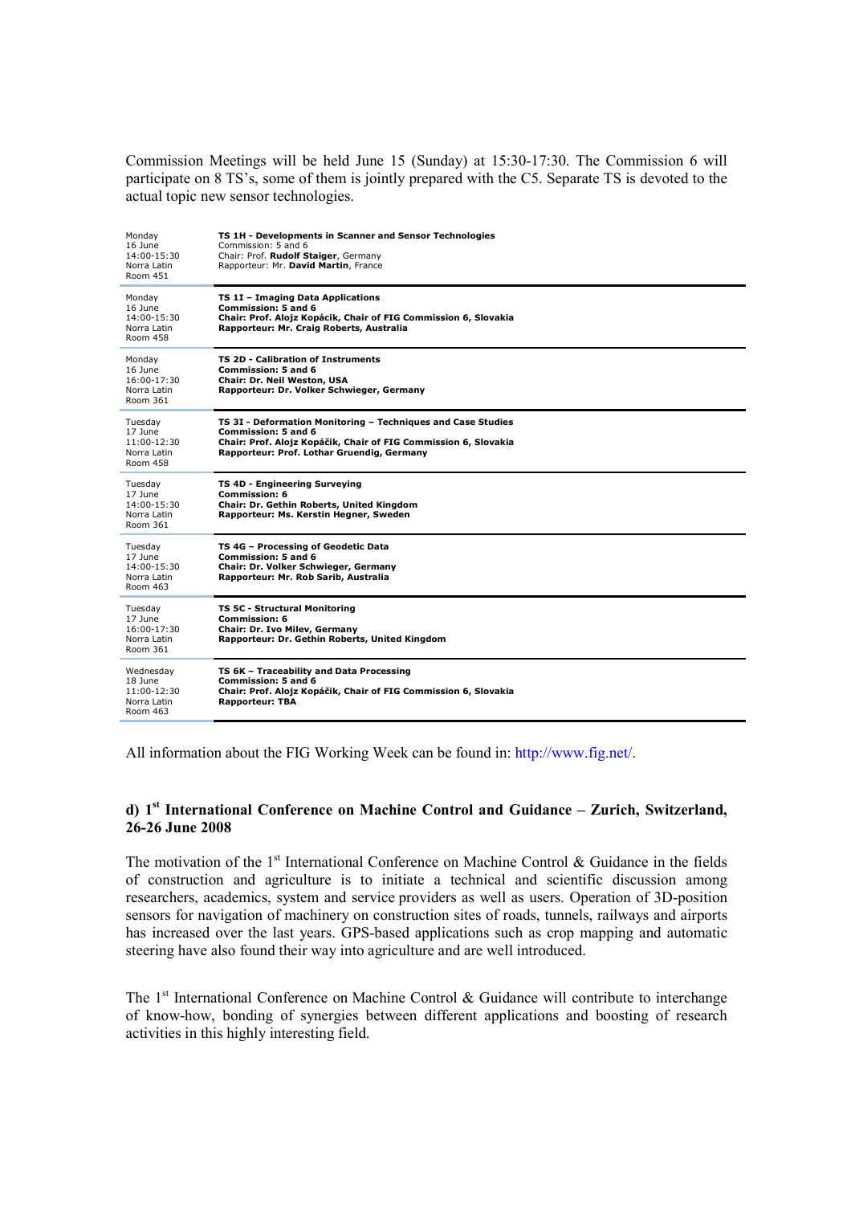Commission Meetings will be held June 15 (Sunday) at 15:30-17:30. The Commission 6 will participate on 8 TS's, some of them is jointly prepared with the C5. Separate TS is devoted to the actual topic new sensor technologies.

| Date / Time / Room | Session |
| --- | --- |
| Monday 16 June 14:00-15:30 Norra Latin Room 451 | **TS 1H - Developments in Scanner and Sensor Technologies** Commission: 5 and 6 Chair: Prof. **Rudolf Staiger**, Germany Rapporteur: Mr. **David Martin**, France |
| Monday 16 June 14:00-15:30 Norra Latin Room 458 | **TS 1I – Imaging Data Applications Commission: 5 and 6 Chair: Prof. Alojz Kopácik, Chair of FIG Commission 6, Slovakia Rapporteur: Mr. Craig Roberts, Australia** |
| Monday 16 June 16:00-17:30 Norra Latin Room 361 | **TS 2D - Calibration of Instruments Commission: 5 and 6 Chair: Dr. Neil Weston, USA Rapporteur: Dr. Volker Schwieger, Germany** |
| Tuesday 17 June 11:00-12:30 Norra Latin Room 458 | **TS 3I - Deformation Monitoring – Techniques and Case Studies Commission: 5 and 6 Chair: Prof. Alojz Kopáčik, Chair of FIG Commission 6, Slovakia Rapporteur: Prof. Lothar Gruendig, Germany** |
| Tuesday 17 June 14:00-15:30 Norra Latin Room 361 | **TS 4D - Engineering Surveying Commission: 6 Chair: Dr. Gethin Roberts, United Kingdom Rapporteur: Ms. Kerstin Hegner, Sweden** |
| Tuesday 17 June 14:00-15:30 Norra Latin Room 463 | **TS 4G – Processing of Geodetic Data Commission: 5 and 6 Chair: Dr. Volker Schwieger, Germany Rapporteur: Mr. Rob Sarib, Australia** |
| Tuesday 17 June 16:00-17:30 Norra Latin Room 361 | **TS 5C - Structural Monitoring Commission: 6 Chair: Dr. Ivo Milev, Germany Rapporteur: Dr. Gethin Roberts, United Kingdom** |
| Wednesday 18 June 11:00-12:30 Norra Latin Room 463 | **TS 6K – Traceability and Data Processing Commission: 5 and 6 Chair: Prof. Alojz Kopáčik, Chair of FIG Commission 6, Slovakia Rapporteur: TBA** |

All information about the FIG Working Week can be found in: http://www.fig.net/.

### d) 1st International Conference on Machine Control and Guidance – Zurich, Switzerland, 26-26 June 2008

The motivation of the 1st International Conference on Machine Control & Guidance in the fields of construction and agriculture is to initiate a technical and scientific discussion among researchers, academics, system and service providers as well as users. Operation of 3D-position sensors for navigation of machinery on construction sites of roads, tunnels, railways and airports has increased over the last years. GPS-based applications such as crop mapping and automatic steering have also found their way into agriculture and are well introduced.

The 1st International Conference on Machine Control & Guidance will contribute to interchange of know-how, bonding of synergies between different applications and boosting of research activities in this highly interesting field.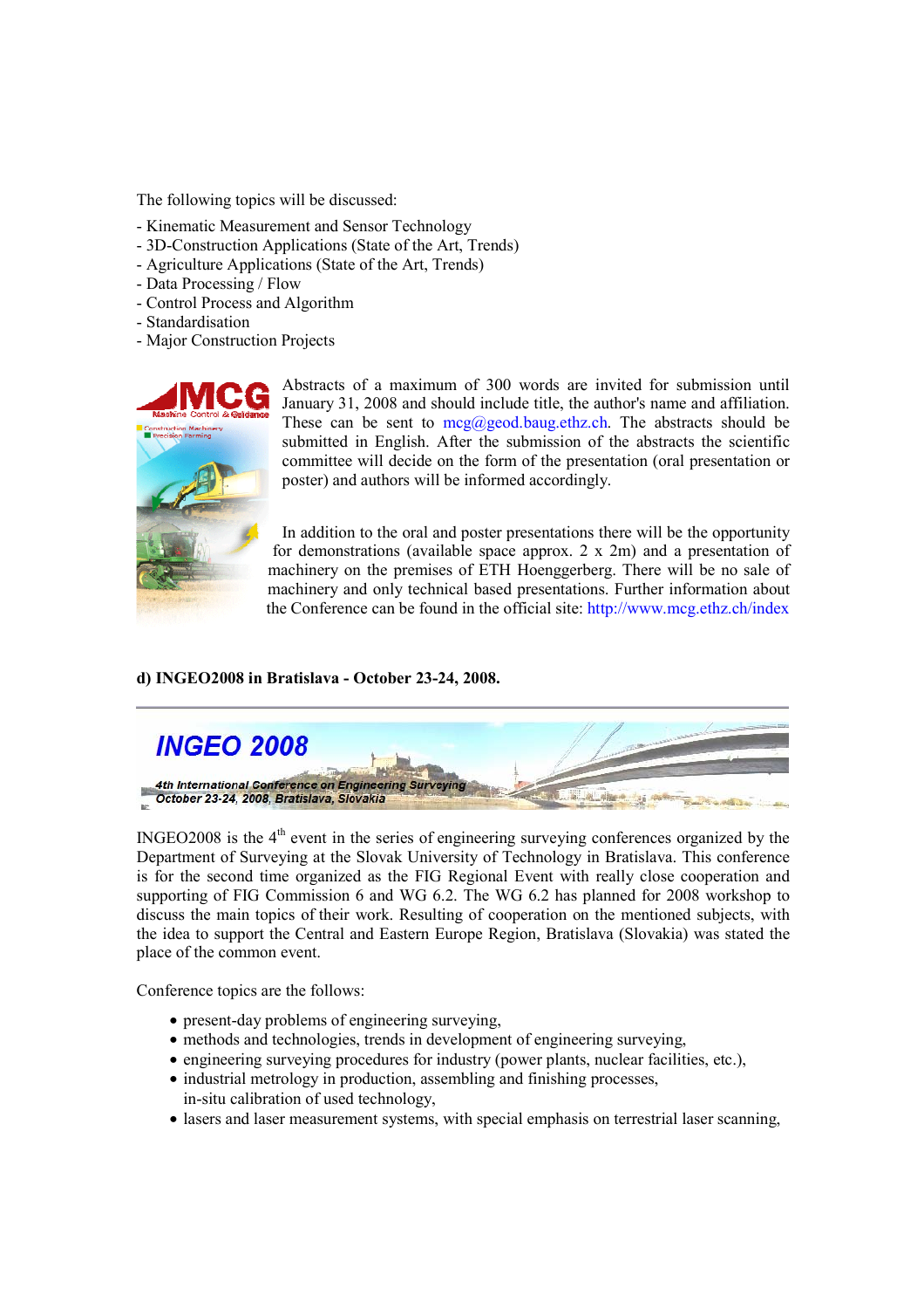The following topics will be discussed:

- Kinematic Measurement and Sensor Technology
- 3D-Construction Applications (State of the Art, Trends)
- Agriculture Applications (State of the Art, Trends)
- Data Processing / Flow
- Control Process and Algorithm
- Standardisation
- Major Construction Projects

Abstracts of a maximum of 300 words are invited for submission until January 31, 2008 and should include title, the author's name and affiliation. These can be sent to mcg@geod.baug.ethz.ch. The abstracts should be submitted in English. After the submission of the abstracts the scientific committee will decide on the form of the presentation (oral presentation or poster) and authors will be informed accordingly.

In addition to the oral and poster presentations there will be the opportunity for demonstrations (available space approx. 2 x 2m) and a presentation of machinery on the premises of ETH Hoenggerberg. There will be no sale of machinery and only technical based presentations. Further information about the Conference can be found in the official site: http://www.mcg.ethz.ch/index

**d) INGEO2008 in Bratislava - October 23-24, 2008.**

INGEO2008 is the 4th event in the series of engineering surveying conferences organized by the Department of Surveying at the Slovak University of Technology in Bratislava. This conference is for the second time organized as the FIG Regional Event with really close cooperation and supporting of FIG Commission 6 and WG 6.2. The WG 6.2 has planned for 2008 workshop to discuss the main topics of their work. Resulting of cooperation on the mentioned subjects, with the idea to support the Central and Eastern Europe Region, Bratislava (Slovakia) was stated the place of the common event.

Conference topics are the follows:

- present-day problems of engineering surveying,
- methods and technologies, trends in development of engineering surveying,
- engineering surveying procedures for industry (power plants, nuclear facilities, etc.),
- industrial metrology in production, assembling and finishing processes, in-situ calibration of used technology,
- lasers and laser measurement systems, with special emphasis on terrestrial laser scanning,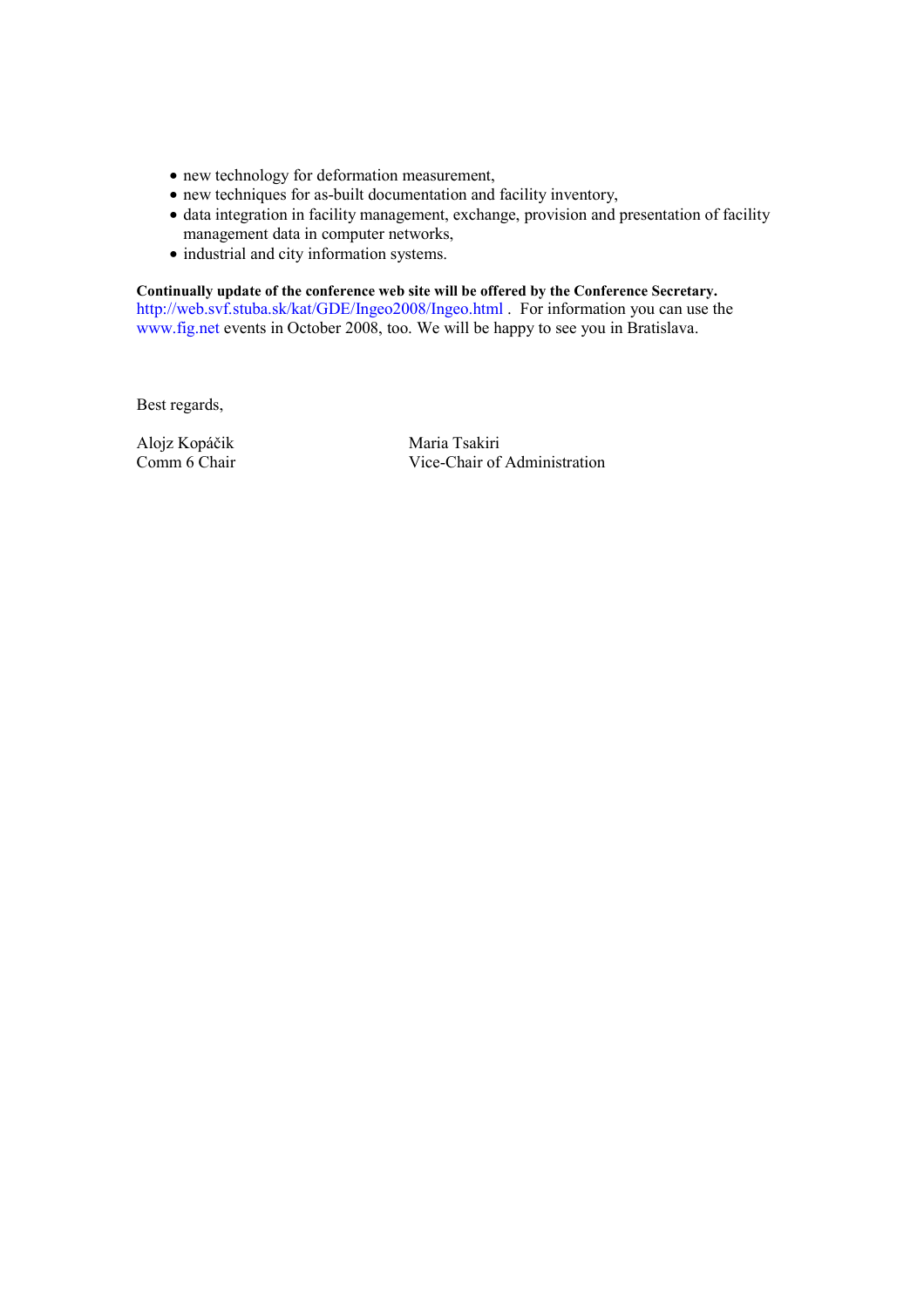- new technology for deformation measurement,
- new techniques for as-built documentation and facility inventory,
- data integration in facility management, exchange, provision and presentation of facility management data in computer networks,
- industrial and city information systems.

**Continually update of the conference web site will be offered by the Conference Secretary.**
http://web.svf.stuba.sk/kat/GDE/Ingeo2008/Ingeo.html . For information you can use the www.fig.net events in October 2008, too. We will be happy to see you in Bratislava.

Best regards,

Alojz Kopáčik
Comm 6 Chair

Maria Tsakiri
Vice-Chair of Administration